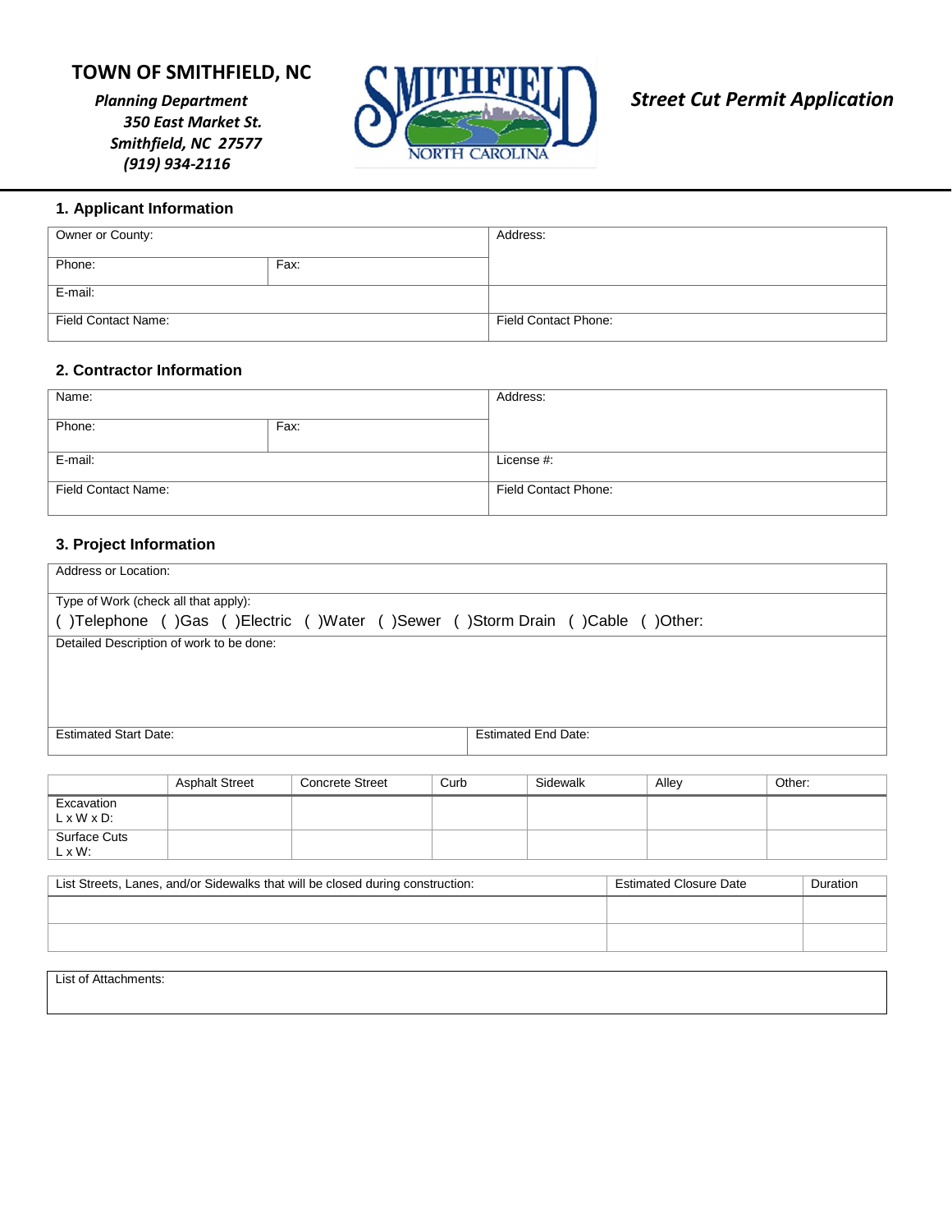**TOWN OF SMITHFIELD, NC**

***Planning Department***
***350 East Market St.***
***Smithfield, NC 27577***
***(919) 934-2116***

SMITHFIELD NORTH CAROLINA

***Street Cut Permit Application***

### 1. Applicant Information

| Owner or County: | | Address: |
|---|---|---|
| Phone: | Fax: | |
| E-mail: | | |
| Field Contact Name: | | Field Contact Phone: |

### 2. Contractor Information

| Name: | | Address: |
|---|---|---|
| Phone: | Fax: | |
| E-mail: | | License #: |
| Field Contact Name: | | Field Contact Phone: |

### 3. Project Information

| Address or Location: | |
|---|---|
| Type of Work (check all that apply): ( )Telephone ( )Gas ( )Electric ( )Water ( )Sewer ( )Storm Drain ( )Cable ( )Other: | |
| Detailed Description of work to be done: | |
| Estimated Start Date: | Estimated End Date: |

| | Asphalt Street | Concrete Street | Curb | Sidewalk | Alley | Other: |
|---|---|---|---|---|---|---|
| Excavation L x W x D: | | | | | | |
| Surface Cuts L x W: | | | | | | |

| List Streets, Lanes, and/or Sidewalks that will be closed during construction: | Estimated Closure Date | Duration |
|---|---|---|
| | | |
| | | |

| List of Attachments: |
|---|
| |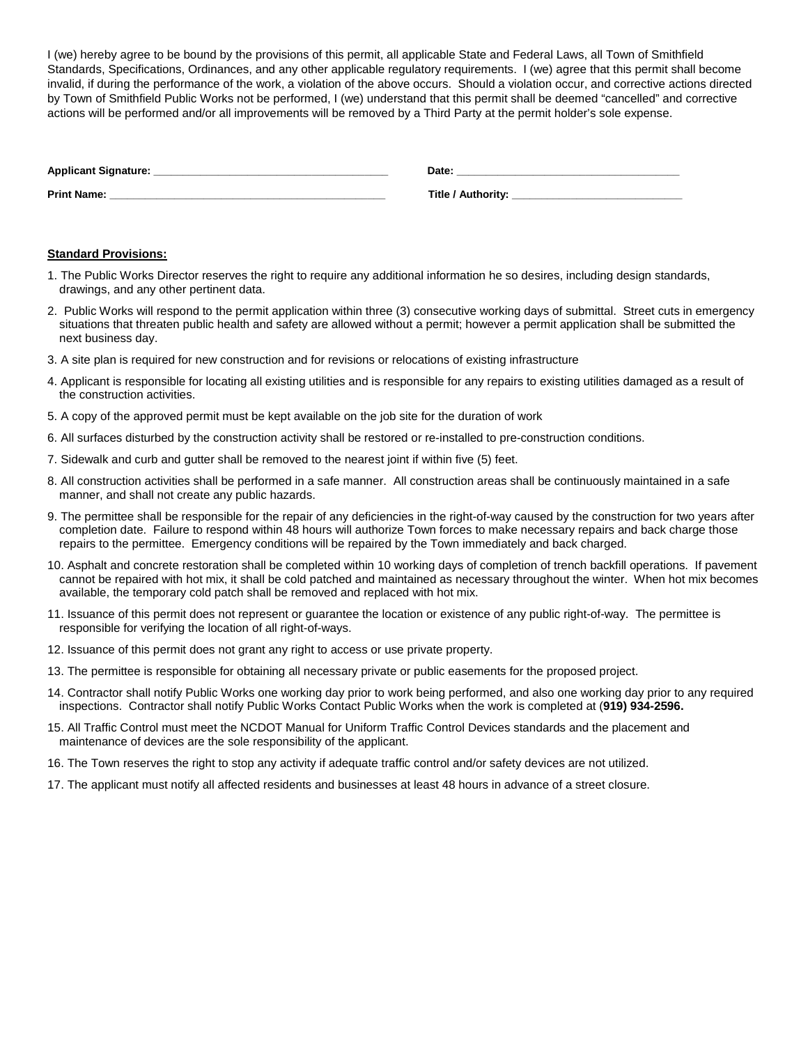I (we) hereby agree to be bound by the provisions of this permit, all applicable State and Federal Laws, all Town of Smithfield Standards, Specifications, Ordinances, and any other applicable regulatory requirements. I (we) agree that this permit shall become invalid, if during the performance of the work, a violation of the above occurs. Should a violation occur, and corrective actions directed by Town of Smithfield Public Works not be performed, I (we) understand that this permit shall be deemed "cancelled" and corrective actions will be performed and/or all improvements will be removed by a Third Party at the permit holder's sole expense.

**Applicant Signature:** _______________________________________ **Date:** _____________________________________

**Print Name:** _______________________________________________ **Title / Authority:** ____________________________

**Standard Provisions:**

1. The Public Works Director reserves the right to require any additional information he so desires, including design standards, drawings, and any other pertinent data.

2. Public Works will respond to the permit application within three (3) consecutive working days of submittal. Street cuts in emergency situations that threaten public health and safety are allowed without a permit; however a permit application shall be submitted the next business day.

3. A site plan is required for new construction and for revisions or relocations of existing infrastructure

4. Applicant is responsible for locating all existing utilities and is responsible for any repairs to existing utilities damaged as a result of the construction activities.

5. A copy of the approved permit must be kept available on the job site for the duration of work

6. All surfaces disturbed by the construction activity shall be restored or re-installed to pre-construction conditions.

7. Sidewalk and curb and gutter shall be removed to the nearest joint if within five (5) feet.

8. All construction activities shall be performed in a safe manner. All construction areas shall be continuously maintained in a safe manner, and shall not create any public hazards.

9. The permittee shall be responsible for the repair of any deficiencies in the right-of-way caused by the construction for two years after completion date. Failure to respond within 48 hours will authorize Town forces to make necessary repairs and back charge those repairs to the permittee. Emergency conditions will be repaired by the Town immediately and back charged.

10. Asphalt and concrete restoration shall be completed within 10 working days of completion of trench backfill operations. If pavement cannot be repaired with hot mix, it shall be cold patched and maintained as necessary throughout the winter. When hot mix becomes available, the temporary cold patch shall be removed and replaced with hot mix.

11. Issuance of this permit does not represent or guarantee the location or existence of any public right-of-way. The permittee is responsible for verifying the location of all right-of-ways.

12. Issuance of this permit does not grant any right to access or use private property.

13. The permittee is responsible for obtaining all necessary private or public easements for the proposed project.

14. Contractor shall notify Public Works one working day prior to work being performed, and also one working day prior to any required inspections. Contractor shall notify Public Works Contact Public Works when the work is completed at (**919) 934-2596.**

15. All Traffic Control must meet the NCDOT Manual for Uniform Traffic Control Devices standards and the placement and maintenance of devices are the sole responsibility of the applicant.

16. The Town reserves the right to stop any activity if adequate traffic control and/or safety devices are not utilized.

17. The applicant must notify all affected residents and businesses at least 48 hours in advance of a street closure.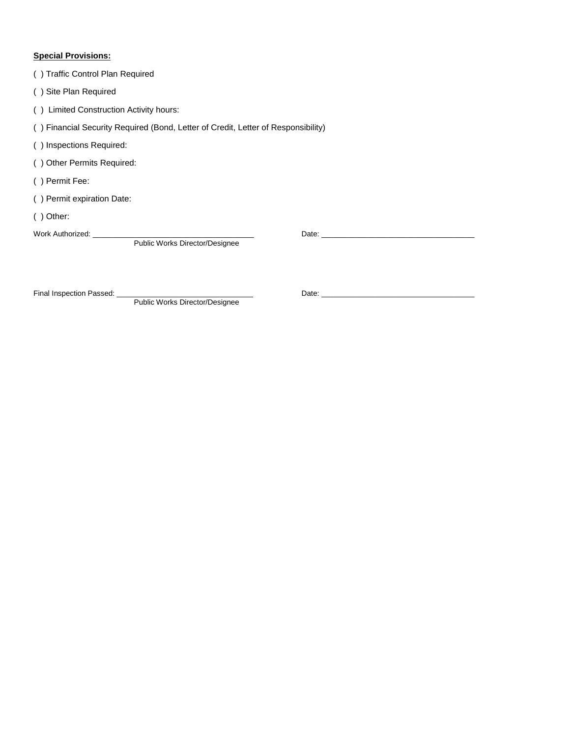**Special Provisions:**

( ) Traffic Control Plan Required

( ) Site Plan Required

( ) Limited Construction Activity hours:

( ) Financial Security Required (Bond, Letter of Credit, Letter of Responsibility)

( ) Inspections Required:

( ) Other Permits Required:

( ) Permit Fee:

( ) Permit expiration Date:

( ) Other:

Work Authorized: ______________________________ Date: ______________________________
Public Works Director/Designee

Final Inspection Passed: ______________________________ Date: ______________________________
Public Works Director/Designee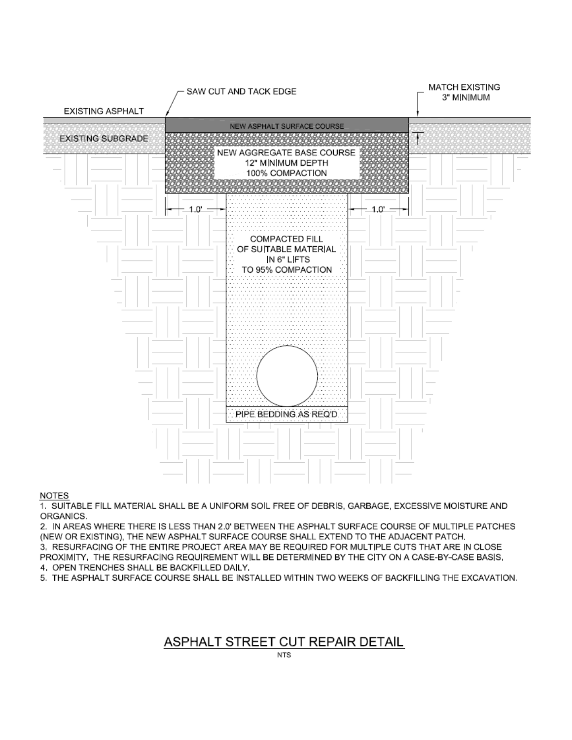SAW CUT AND TACK EDGE

MATCH EXISTING
3" MINIMUM

EXISTING ASPHALT

NEW ASPHALT SURFACE COURSE

EXISTING SUBGRADE

NEW AGGREGATE BASE COURSE
12" MINIMUM DEPTH
100% COMPACTION

1.0'

1.0'

COMPACTED FILL
OF SUITABLE MATERIAL
IN 6" LIFTS
TO 95% COMPACTION

PIPE BEDDING AS REQ'D

NOTES

1. SUITABLE FILL MATERIAL SHALL BE A UNIFORM SOIL FREE OF DEBRIS, GARBAGE, EXCESSIVE MOISTURE AND ORGANICS.
2. IN AREAS WHERE THERE IS LESS THAN 2.0' BETWEEN THE ASPHALT SURFACE COURSE OF MULTIPLE PATCHES (NEW OR EXISTING), THE NEW ASPHALT SURFACE COURSE SHALL EXTEND TO THE ADJACENT PATCH.
3. RESURFACING OF THE ENTIRE PROJECT AREA MAY BE REQUIRED FOR MULTIPLE CUTS THAT ARE IN CLOSE PROXIMITY. THE RESURFACING REQUIREMENT WILL BE DETERMINED BY THE CITY ON A CASE-BY-CASE BASIS.
4. OPEN TRENCHES SHALL BE BACKFILLED DAILY.
5. THE ASPHALT SURFACE COURSE SHALL BE INSTALLED WITHIN TWO WEEKS OF BACKFILLING THE EXCAVATION.

# ASPHALT STREET CUT REPAIR DETAIL

NTS